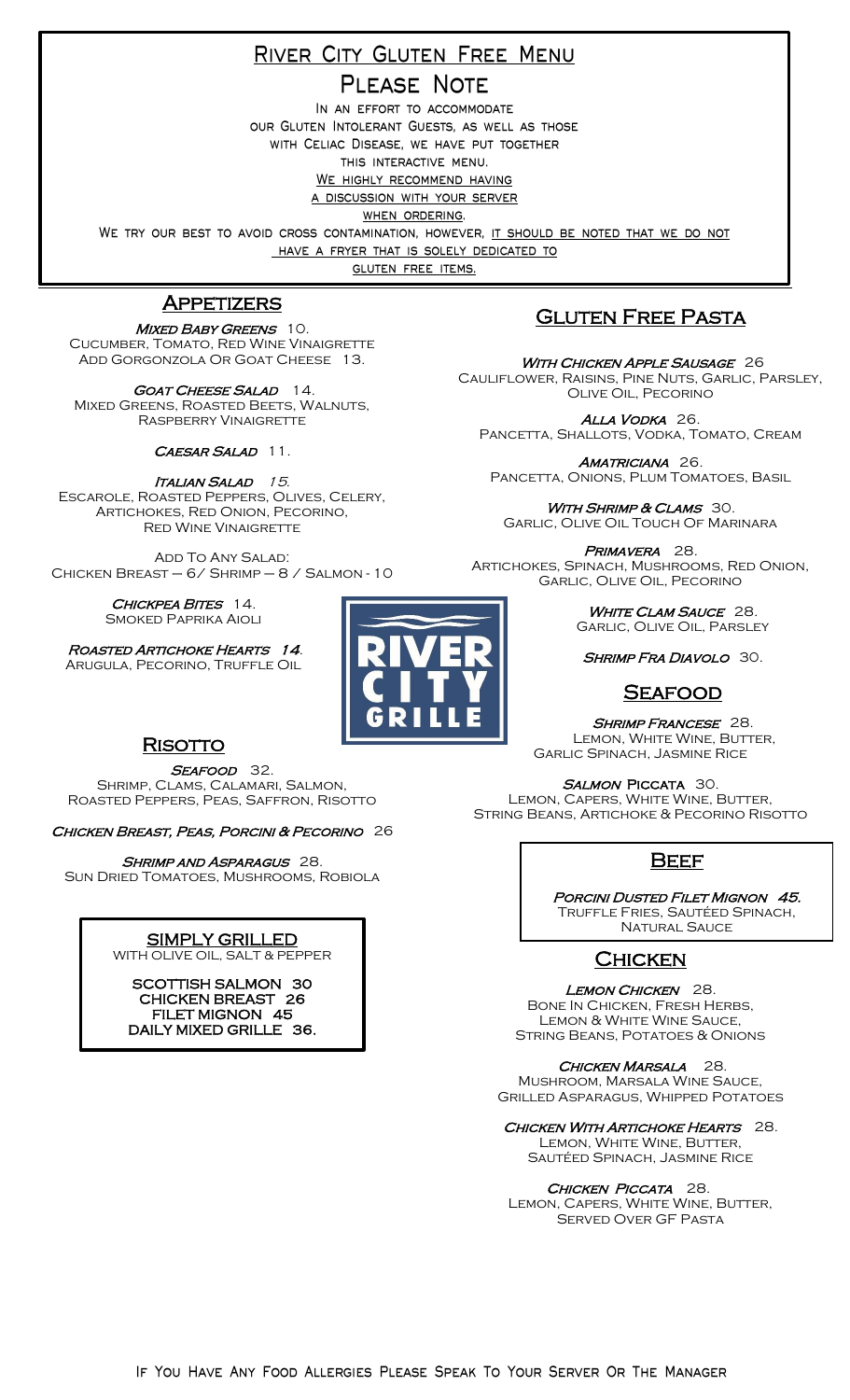# River City Gluten Free Menu

## Please Note

In an effort to accommodate our Gluten Intolerant Guests, as well as those with Celiac Disease, we have put together this interactive menu. We highly recommend having a discussion with your server when ordering.

We try our best to avoid cross contamination, however, it should be noted that we do not have a fryer that is solely dedicated to gluten free items.

## Appetizers

***Mixed Baby Greens*** 10.
Cucumber, Tomato, Red Wine Vinaigrette
Add Gorgonzola Or Goat Cheese 13.

***Goat Cheese Salad*** 14.
Mixed Greens, Roasted Beets, Walnuts, Raspberry Vinaigrette

***Caesar Salad*** 11.

***Italian Salad*** 15.
Escarole, Roasted Peppers, Olives, Celery, Artichokes, Red Onion, Pecorino, Red Wine Vinaigrette

Add To Any Salad:
Chicken Breast – 6/ Shrimp – 8 / Salmon - 10

***Chickpea Bites*** 14.
Smoked Paprika Aioli

***Roasted Artichoke Hearts*** 14.
Arugula, Pecorino, Truffle Oil

## Risotto

***Seafood*** 32.
Shrimp, Clams, Calamari, Salmon, Roasted Peppers, Peas, Saffron, Risotto

***Chicken Breast, Peas, Porcini & Pecorino*** 26

***Shrimp and Asparagus*** 28.
Sun Dried Tomatoes, Mushrooms, Robiola

## Simply Grilled

With Olive Oil, Salt & Pepper

**Scottish Salmon 30**
**Chicken Breast 26**
**Filet Mignon 45**
**Daily Mixed Grille 36.**

## Gluten Free Pasta

***With Chicken Apple Sausage*** 26
Cauliflower, Raisins, Pine Nuts, Garlic, Parsley, Olive Oil, Pecorino

***Alla Vodka*** 26.
Pancetta, Shallots, Vodka, Tomato, Cream

***Amatriciana*** 26.
Pancetta, Onions, Plum Tomatoes, Basil

***With Shrimp & Clams*** 30.
Garlic, Olive Oil Touch Of Marinara

***Primavera*** 28.
Artichokes, Spinach, Mushrooms, Red Onion, Garlic, Olive Oil, Pecorino

***White Clam Sauce*** 28.
Garlic, Olive Oil, Parsley

***Shrimp Fra Diavolo*** 30.

## Seafood

***Shrimp Francese*** 28.
Lemon, White Wine, Butter, Garlic Spinach, Jasmine Rice

***Salmon Piccata*** 30.
Lemon, Capers, White Wine, Butter, String Beans, Artichoke & Pecorino Risotto

## Beef

***Porcini Dusted Filet Mignon*** 45.
Truffle Fries, Sautéed Spinach, Natural Sauce

## Chicken

***Lemon Chicken*** 28.
Bone In Chicken, Fresh Herbs, Lemon & White Wine Sauce, String Beans, Potatoes & Onions

***Chicken Marsala*** 28.
Mushroom, Marsala Wine Sauce, Grilled Asparagus, Whipped Potatoes

***Chicken With Artichoke Hearts*** 28.
Lemon, White Wine, Butter, Sautéed Spinach, Jasmine Rice

***Chicken Piccata*** 28.
Lemon, Capers, White Wine, Butter, Served Over GF Pasta

If You Have Any Food Allergies Please Speak To Your Server Or The Manager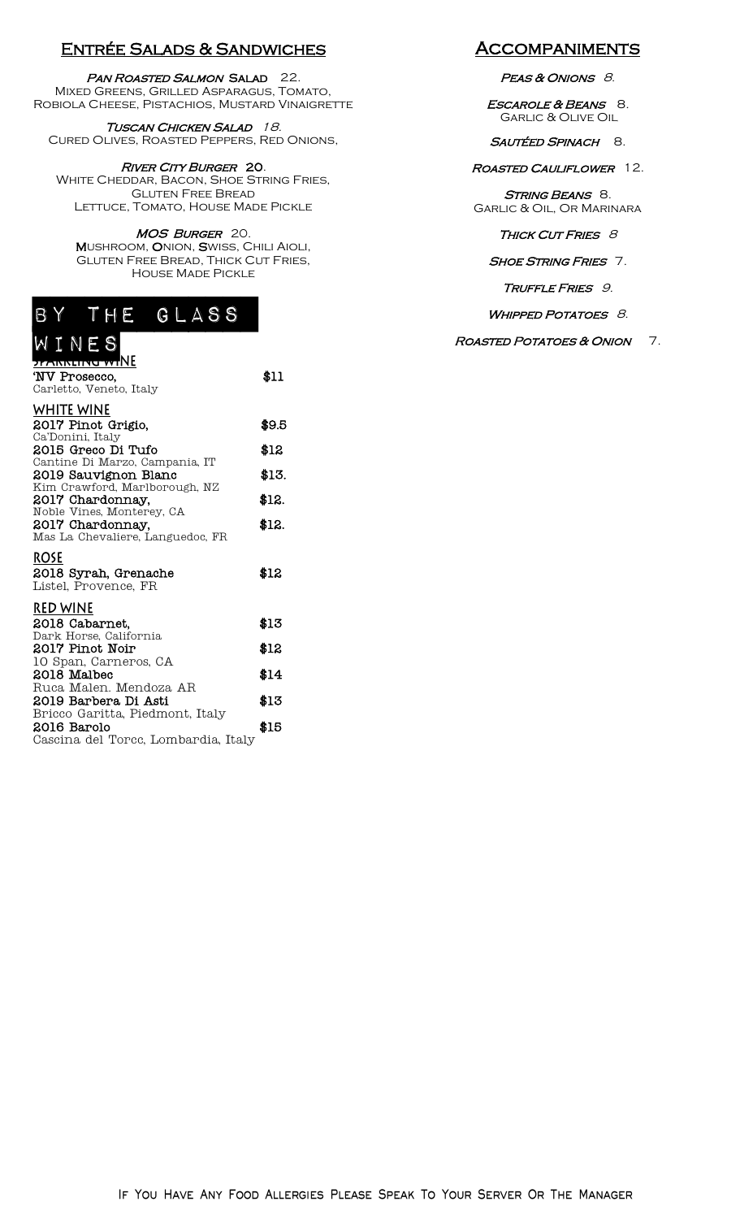## Entrée Salads & Sandwiches

***Pan Roasted Salmon* Salad** 22.
Mixed Greens, Grilled Asparagus, Tomato, Robiola Cheese, Pistachios, Mustard Vinaigrette

***Tuscan Chicken Salad*** *18.*
Cured Olives, Roasted Peppers, Red Onions,

***River City Burger*** **20.**
White Cheddar, Bacon, Shoe String Fries, Gluten Free Bread
Lettuce, Tomato, House Made Pickle

***MOS Burger*** 20.
**M**ushroom, **O**nion, **S**wiss, Chili Aioli, Gluten Free Bread, Thick Cut Fries, House Made Pickle

## By the Glass Wines

### Sparkling Wine

| | |
|---|---|
| **'NV Prosecco,** Carletto, Veneto, Italy | **$11** |

### White Wine

| | |
|---|---|
| **2017 Pinot Grigio,** Ca'Donini, Italy | **$9.5** |
| **2015 Greco Di Tufo** Cantine Di Marzo, Campania, IT | **$12** |
| **2019 Sauvignon Blanc** Kim Crawford, Marlborough, NZ | **$13.** |
| **2017 Chardonnay,** Noble Vines, Monterey, CA | **$12.** |
| **2017 Chardonnay,** Mas La Chevaliere, Languedoc, FR | **$12.** |

### Rose

| | |
|---|---|
| **2018 Syrah, Grenache** Listel, Provence, FR | **$12** |

### Red Wine

| | |
|---|---|
| **2018 Cabarnet,** Dark Horse, California | **$13** |
| **2017 Pinot Noir** 10 Span, Carneros, CA | **$12** |
| **2018 Malbec** Ruca Malen. Mendoza AR | **$14** |
| **2019 Barbera Di Asti** Bricco Garitta, Piedmont, Italy | **$13** |
| **2016 Barolo** Cascina del Torcc, Lombardia, Italy | **$15** |

## Accompaniments

***Peas & Onions*** *8.*

***Escarole & Beans*** 8.
Garlic & Olive Oil

***Sautéed Spinach*** 8.

***Roasted Cauliflower*** 12.

***String Beans*** 8.
Garlic & Oil, Or Marinara

***Thick Cut Fries*** *8*

***Shoe String Fries*** 7.

***Truffle Fries*** *9.*

***Whipped Potatoes*** *8.*

***Roasted Potatoes & Onion*** 7.

If You Have Any Food Allergies Please Speak To Your Server Or The Manager